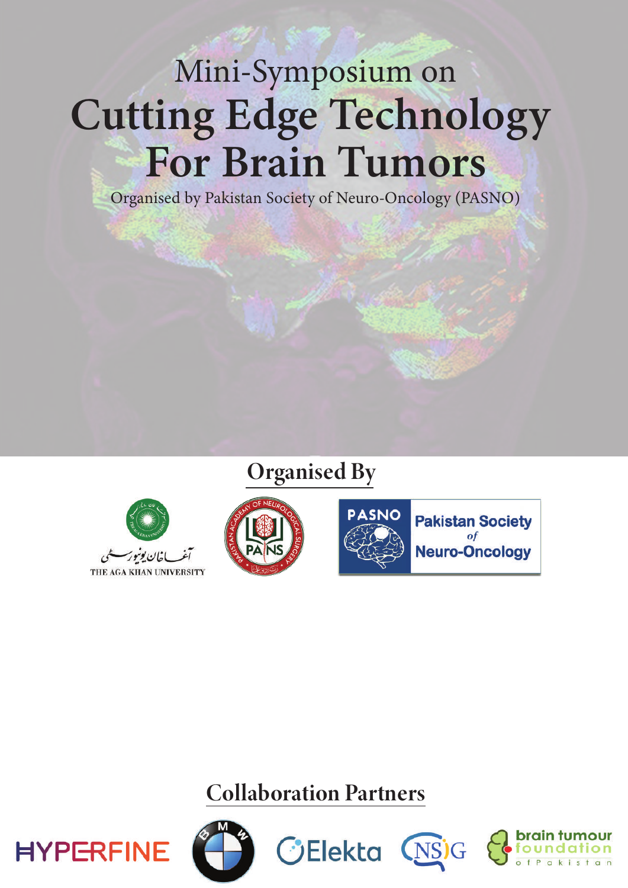Mini-Symposium on

# Cutting Edge Technology For Brain Tumors

Organised by Pakistan Society of Neuro-Oncology (PASNO)

## Organised By

THE AGA KHAN UNIVERSITY

PAKISTAN ACADEMY OF NEUROLOGICAL SURGERY — PANS

PASNO — Pakistan Society *of* Neuro-Oncology

## Collaboration Partners

HYPERFINE

BMW

Elekta

NSIG

brain tumour foundation of Pakistan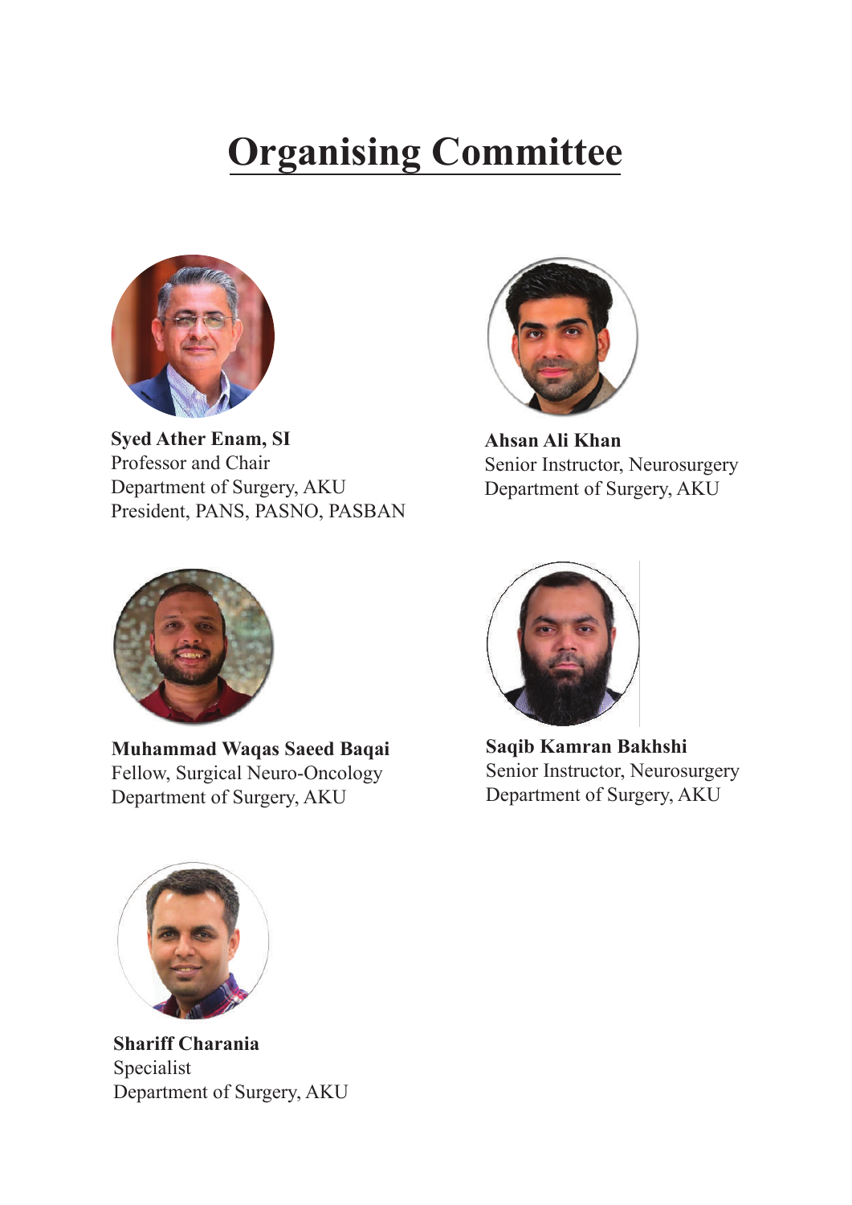# Organising Committee

**Syed Ather Enam, SI**
Professor and Chair
Department of Surgery, AKU
President, PANS, PASNO, PASBAN

**Ahsan Ali Khan**
Senior Instructor, Neurosurgery
Department of Surgery, AKU

**Muhammad Waqas Saeed Baqai**
Fellow, Surgical Neuro-Oncology
Department of Surgery, AKU

**Saqib Kamran Bakhshi**
Senior Instructor, Neurosurgery
Department of Surgery, AKU

**Shariff Charania**
Specialist
Department of Surgery, AKU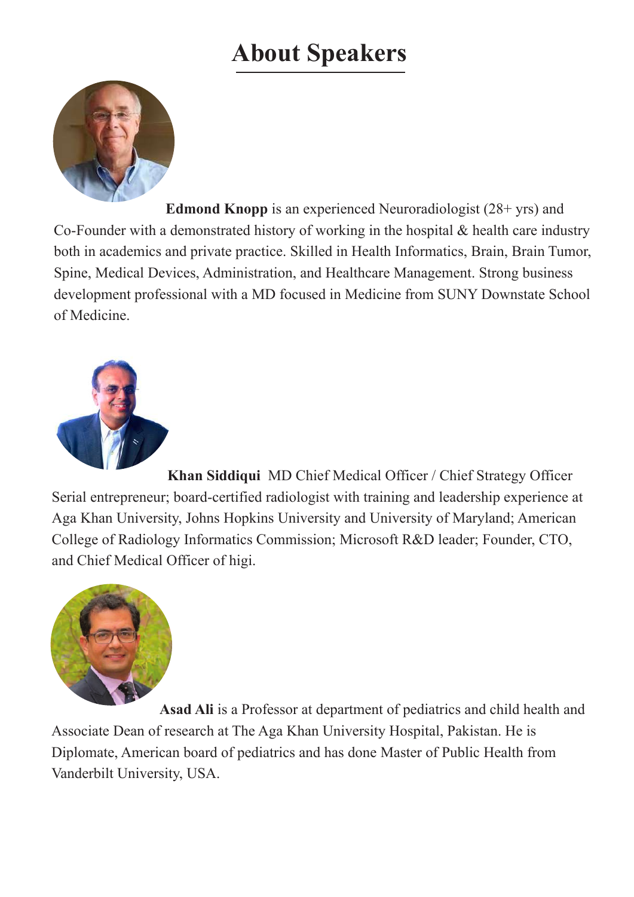# About Speakers

**Edmond Knopp** is an experienced Neuroradiologist (28+ yrs) and Co-Founder with a demonstrated history of working in the hospital & health care industry both in academics and private practice. Skilled in Health Informatics, Brain, Brain Tumor, Spine, Medical Devices, Administration, and Healthcare Management. Strong business development professional with a MD focused in Medicine from SUNY Downstate School of Medicine.

**Khan Siddiqui** MD Chief Medical Officer / Chief Strategy Officer Serial entrepreneur; board-certified radiologist with training and leadership experience at Aga Khan University, Johns Hopkins University and University of Maryland; American College of Radiology Informatics Commission; Microsoft R&D leader; Founder, CTO, and Chief Medical Officer of higi.

**Asad Ali** is a Professor at department of pediatrics and child health and Associate Dean of research at The Aga Khan University Hospital, Pakistan. He is Diplomate, American board of pediatrics and has done Master of Public Health from Vanderbilt University, USA.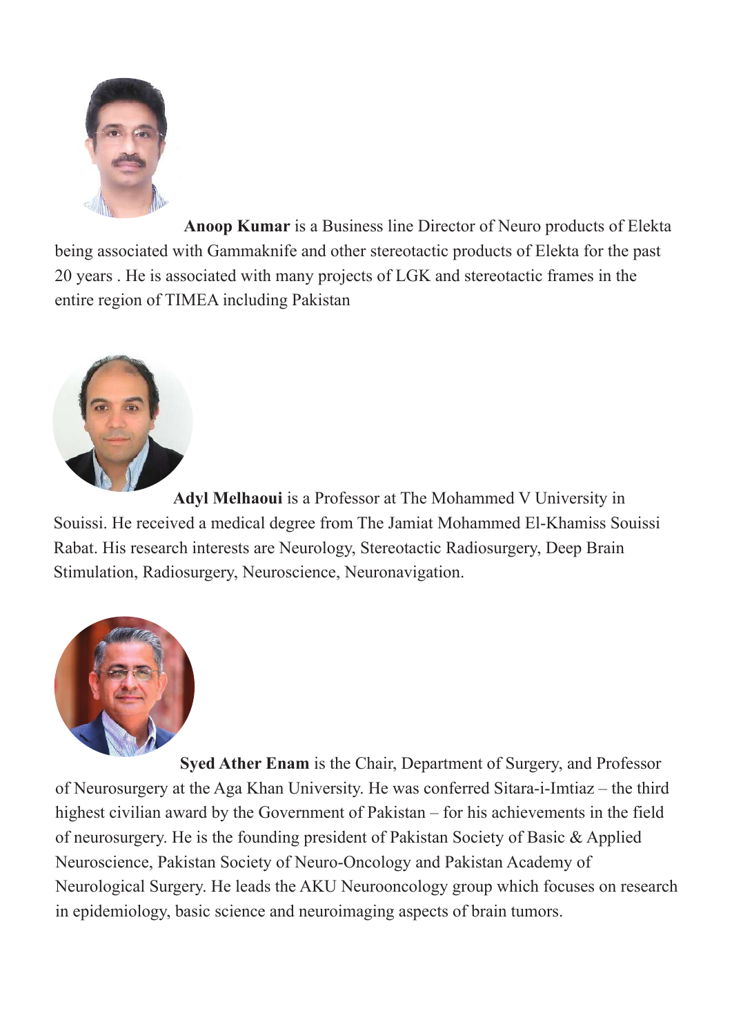**Anoop Kumar** is a Business line Director of Neuro products of Elekta being associated with Gammaknife and other stereotactic products of Elekta for the past 20 years . He is associated with many projects of LGK and stereotactic frames in the entire region of TIMEA including Pakistan

**Adyl Melhaoui** is a Professor at The Mohammed V University in Souissi. He received a medical degree from The Jamiat Mohammed El-Khamiss Souissi Rabat. His research interests are Neurology, Stereotactic Radiosurgery, Deep Brain Stimulation, Radiosurgery, Neuroscience, Neuronavigation.

**Syed Ather Enam** is the Chair, Department of Surgery, and Professor of Neurosurgery at the Aga Khan University. He was conferred Sitara-i-Imtiaz – the third highest civilian award by the Government of Pakistan – for his achievements in the field of neurosurgery. He is the founding president of Pakistan Society of Basic & Applied Neuroscience, Pakistan Society of Neuro-Oncology and Pakistan Academy of Neurological Surgery. He leads the AKU Neurooncology group which focuses on research in epidemiology, basic science and neuroimaging aspects of brain tumors.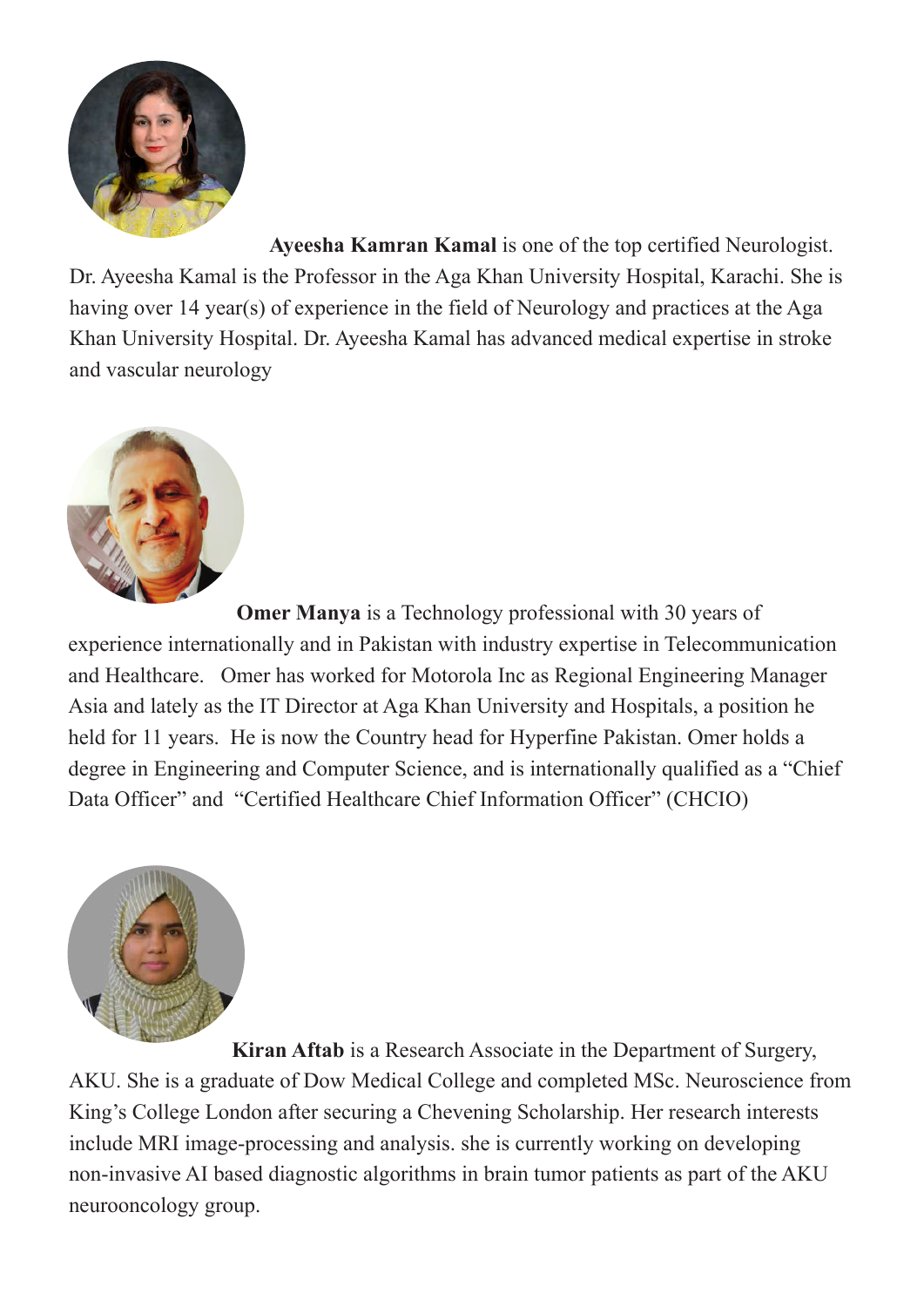**Ayeesha Kamran Kamal** is one of the top certified Neurologist. Dr. Ayeesha Kamal is the Professor in the Aga Khan University Hospital, Karachi. She is having over 14 year(s) of experience in the field of Neurology and practices at the Aga Khan University Hospital. Dr. Ayeesha Kamal has advanced medical expertise in stroke and vascular neurology

**Omer Manya** is a Technology professional with 30 years of experience internationally and in Pakistan with industry expertise in Telecommunication and Healthcare. Omer has worked for Motorola Inc as Regional Engineering Manager Asia and lately as the IT Director at Aga Khan University and Hospitals, a position he held for 11 years. He is now the Country head for Hyperfine Pakistan. Omer holds a degree in Engineering and Computer Science, and is internationally qualified as a "Chief Data Officer" and "Certified Healthcare Chief Information Officer" (CHCIO)

**Kiran Aftab** is a Research Associate in the Department of Surgery, AKU. She is a graduate of Dow Medical College and completed MSc. Neuroscience from King's College London after securing a Chevening Scholarship. Her research interests include MRI image-processing and analysis. she is currently working on developing non-invasive AI based diagnostic algorithms in brain tumor patients as part of the AKU neurooncology group.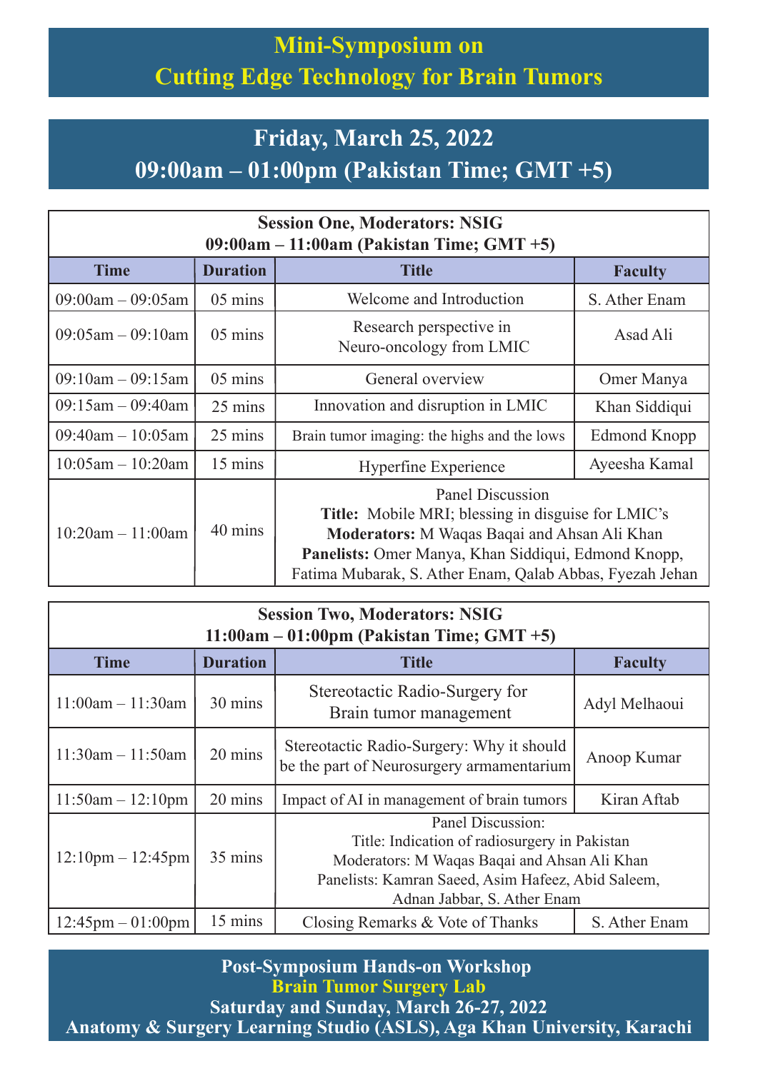# Mini-Symposium on Cutting Edge Technology for Brain Tumors

## Friday, March 25, 2022
## 09:00am – 01:00pm (Pakistan Time; GMT +5)

**Session One, Moderators: NSIG**
**09:00am – 11:00am (Pakistan Time; GMT +5)**

| Time | Duration | Title | Faculty |
|---|---|---|---|
| 09:00am – 09:05am | 05 mins | Welcome and Introduction | S. Ather Enam |
| 09:05am – 09:10am | 05 mins | Research perspective in Neuro-oncology from LMIC | Asad Ali |
| 09:10am – 09:15am | 05 mins | General overview | Omer Manya |
| 09:15am – 09:40am | 25 mins | Innovation and disruption in LMIC | Khan Siddiqui |
| 09:40am – 10:05am | 25 mins | Brain tumor imaging: the highs and the lows | Edmond Knopp |
| 10:05am – 10:20am | 15 mins | Hyperfine Experience | Ayeesha Kamal |
| 10:20am – 11:00am | 40 mins | Panel Discussion<br>**Title:** Mobile MRI; blessing in disguise for LMIC's<br>**Moderators:** M Waqas Baqai and Ahsan Ali Khan<br>**Panelists:** Omer Manya, Khan Siddiqui, Edmond Knopp, Fatima Mubarak, S. Ather Enam, Qalab Abbas, Fyezah Jehan | |

**Session Two, Moderators: NSIG**
**11:00am – 01:00pm (Pakistan Time; GMT +5)**

| Time | Duration | Title | Faculty |
|---|---|---|---|
| 11:00am – 11:30am | 30 mins | Stereotactic Radio-Surgery for Brain tumor management | Adyl Melhaoui |
| 11:30am – 11:50am | 20 mins | Stereotactic Radio-Surgery: Why it should be the part of Neurosurgery armamentarium | Anoop Kumar |
| 11:50am – 12:10pm | 20 mins | Impact of AI in management of brain tumors | Kiran Aftab |
| 12:10pm – 12:45pm | 35 mins | Panel Discussion:<br>Title: Indication of radiosurgery in Pakistan<br>Moderators: M Waqas Baqai and Ahsan Ali Khan<br>Panelists: Kamran Saeed, Asim Hafeez, Abid Saleem, Adnan Jabbar, S. Ather Enam | |
| 12:45pm – 01:00pm | 15 mins | Closing Remarks & Vote of Thanks | S. Ather Enam |

**Post-Symposium Hands-on Workshop**
**Brain Tumor Surgery Lab**
**Saturday and Sunday, March 26-27, 2022**
**Anatomy & Surgery Learning Studio (ASLS), Aga Khan University, Karachi**